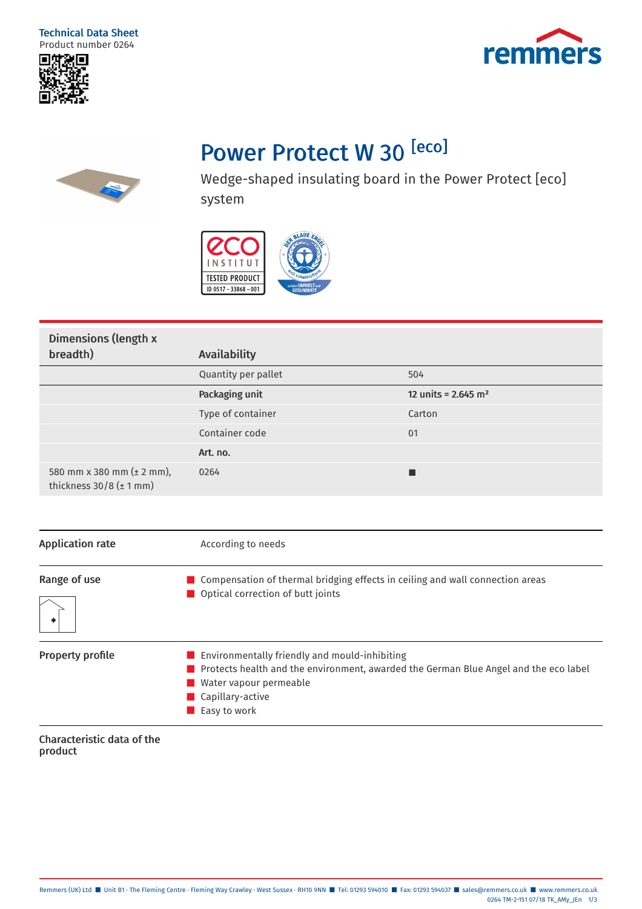Technical Data Sheet
Product number 0264

# Power Protect W 30 [eco]

Wedge-shaped insulating board in the Power Protect [eco] system

| Dimensions (length x breadth) | Availability | |
|---|---|---|
| | Quantity per pallet | 504 |
| | **Packaging unit** | **12 units = 2.645 m²** |
| | Type of container | Carton |
| | Container code | 01 |
| | **Art. no.** | |
| 580 mm x 380 mm (± 2 mm), thickness 30/8 (± 1 mm) | 0264 | ■ |

**Application rate**

According to needs

**Range of use**

- Compensation of thermal bridging effects in ceiling and wall connection areas
- Optical correction of butt joints

**Property profile**

- Environmentally friendly and mould-inhibiting
- Protects health and the environment, awarded the German Blue Angel and the eco label
- Water vapour permeable
- Capillary-active
- Easy to work

**Characteristic data of the product**

Remmers (UK) Ltd ■ Unit B1 · The Fleming Centre · Fleming Way Crawley · West Sussex · RH10 9NN ■ Tel: 01293 594010 ■ Fax: 01293 594037 ■ sales@remmers.co.uk ■ www.remmers.co.uk
0264 TM-2-151 07/18 TK_AMy_JEn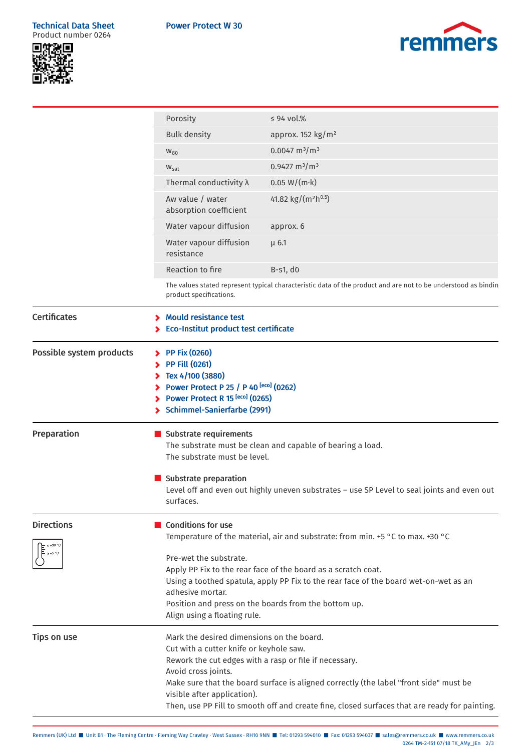| Property | Value |
|---|---|
| Porosity | ≤ 94 vol.% |
| Bulk density | approx. 152 kg/m² |
| $w_{80}$ | 0.0047 m³/m³ |
| $w_{sat}$ | 0.9427 m³/m³ |
| Thermal conductivity λ | 0.05 W/(m·k) |
| Aw value / water absorption coefficient | 41.82 kg/(m²h$^{0.5}$) |
| Water vapour diffusion | approx. 6 |
| Water vapour diffusion resistance | µ 6.1 |
| Reaction to fire | B-s1, d0 |

The values stated represent typical characteristic data of the product and are not to be understood as bindin product specifications.

## Certificates

- Mould resistance test
- Eco-Institut product test certificate

## Possible system products

- PP Fix (0260)
- PP Fill (0261)
- Tex 4/100 (3880)
- Power Protect P 25 / P 40 [eco] (0262)
- Power Protect R 15 [eco] (0265)
- Schimmel-Sanierfarbe (2991)

## Preparation

**Substrate requirements**

The substrate must be clean and capable of bearing a load.
The substrate must be level.

**Substrate preparation**

Level off and even out highly uneven substrates – use SP Level to seal joints and even out surfaces.

## Directions

≤ +30 °C
≥ +5 °C

**Conditions for use**

Temperature of the material, air and substrate: from min. +5 °C to max. +30 °C

Pre-wet the substrate.
Apply PP Fix to the rear face of the board as a scratch coat.
Using a toothed spatula, apply PP Fix to the rear face of the board wet-on-wet as an adhesive mortar.
Position and press on the boards from the bottom up.
Align using a floating rule.

## Tips on use

Mark the desired dimensions on the board.
Cut with a cutter knife or keyhole saw.
Rework the cut edges with a rasp or file if necessary.
Avoid cross joints.
Make sure that the board surface is aligned correctly (the label "front side" must be visible after application).
Then, use PP Fill to smooth off and create fine, closed surfaces that are ready for painting.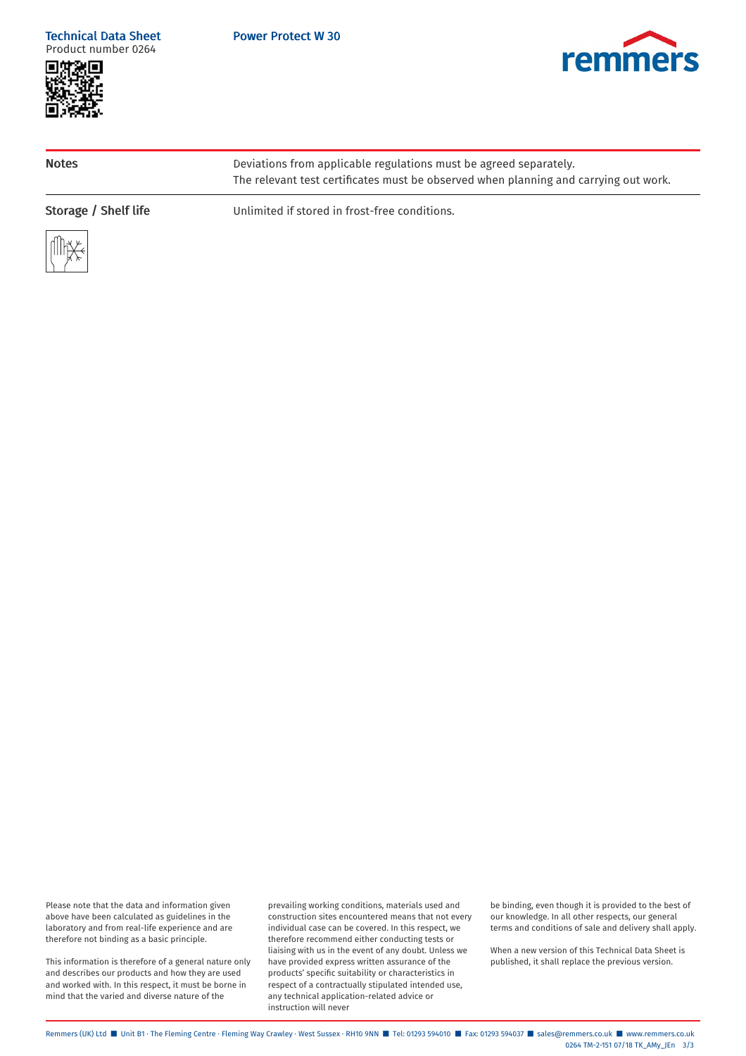| | |
|---|---|
| **Notes** | Deviations from applicable regulations must be agreed separately.<br>The relevant test certificates must be observed when planning and carrying out work. |
| **Storage / Shelf life** | Unlimited if stored in frost-free conditions. |

Please note that the data and information given above have been calculated as guidelines in the laboratory and from real-life experience and are therefore not binding as a basic principle.

This information is therefore of a general nature only and describes our products and how they are used and worked with. In this respect, it must be borne in mind that the varied and diverse nature of the prevailing working conditions, materials used and construction sites encountered means that not every individual case can be covered. In this respect, we therefore recommend either conducting tests or liaising with us in the event of any doubt. Unless we have provided express written assurance of the products' specific suitability or characteristics in respect of a contractually stipulated intended use, any technical application-related advice or instruction will never be binding, even though it is provided to the best of our knowledge. In all other respects, our general terms and conditions of sale and delivery shall apply.

When a new version of this Technical Data Sheet is published, it shall replace the previous version.

Remmers (UK) Ltd ■ Unit B1 · The Fleming Centre · Fleming Way Crawley · West Sussex · RH10 9NN ■ Tel: 01293 594010 ■ Fax: 01293 594037 ■ sales@remmers.co.uk ■ www.remmers.co.uk

0264 TM-2-151 07/18 TK_AMy_JEn